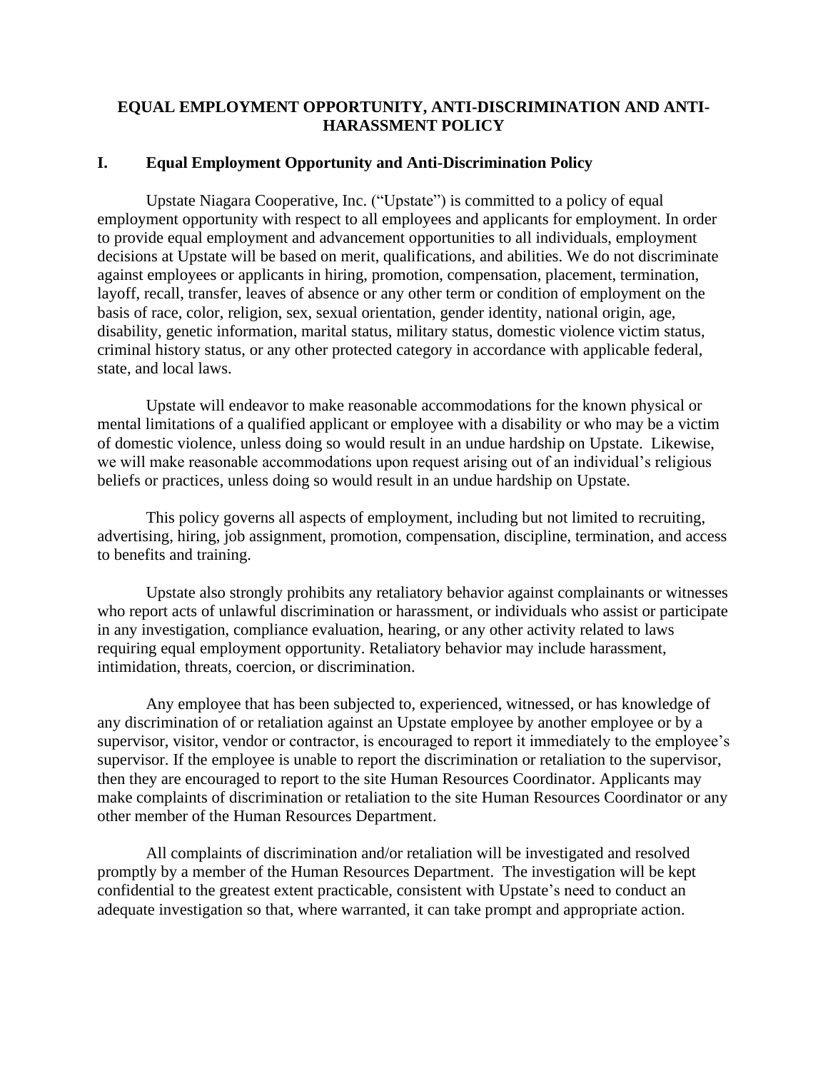# EQUAL EMPLOYMENT OPPORTUNITY, ANTI-DISCRIMINATION AND ANTI-HARASSMENT POLICY

## I. Equal Employment Opportunity and Anti-Discrimination Policy

Upstate Niagara Cooperative, Inc. ("Upstate") is committed to a policy of equal employment opportunity with respect to all employees and applicants for employment. In order to provide equal employment and advancement opportunities to all individuals, employment decisions at Upstate will be based on merit, qualifications, and abilities. We do not discriminate against employees or applicants in hiring, promotion, compensation, placement, termination, layoff, recall, transfer, leaves of absence or any other term or condition of employment on the basis of race, color, religion, sex, sexual orientation, gender identity, national origin, age, disability, genetic information, marital status, military status, domestic violence victim status, criminal history status, or any other protected category in accordance with applicable federal, state, and local laws.

Upstate will endeavor to make reasonable accommodations for the known physical or mental limitations of a qualified applicant or employee with a disability or who may be a victim of domestic violence, unless doing so would result in an undue hardship on Upstate. Likewise, we will make reasonable accommodations upon request arising out of an individual's religious beliefs or practices, unless doing so would result in an undue hardship on Upstate.

This policy governs all aspects of employment, including but not limited to recruiting, advertising, hiring, job assignment, promotion, compensation, discipline, termination, and access to benefits and training.

Upstate also strongly prohibits any retaliatory behavior against complainants or witnesses who report acts of unlawful discrimination or harassment, or individuals who assist or participate in any investigation, compliance evaluation, hearing, or any other activity related to laws requiring equal employment opportunity. Retaliatory behavior may include harassment, intimidation, threats, coercion, or discrimination.

Any employee that has been subjected to, experienced, witnessed, or has knowledge of any discrimination of or retaliation against an Upstate employee by another employee or by a supervisor, visitor, vendor or contractor, is encouraged to report it immediately to the employee's supervisor. If the employee is unable to report the discrimination or retaliation to the supervisor, then they are encouraged to report to the site Human Resources Coordinator. Applicants may make complaints of discrimination or retaliation to the site Human Resources Coordinator or any other member of the Human Resources Department.

All complaints of discrimination and/or retaliation will be investigated and resolved promptly by a member of the Human Resources Department. The investigation will be kept confidential to the greatest extent practicable, consistent with Upstate's need to conduct an adequate investigation so that, where warranted, it can take prompt and appropriate action.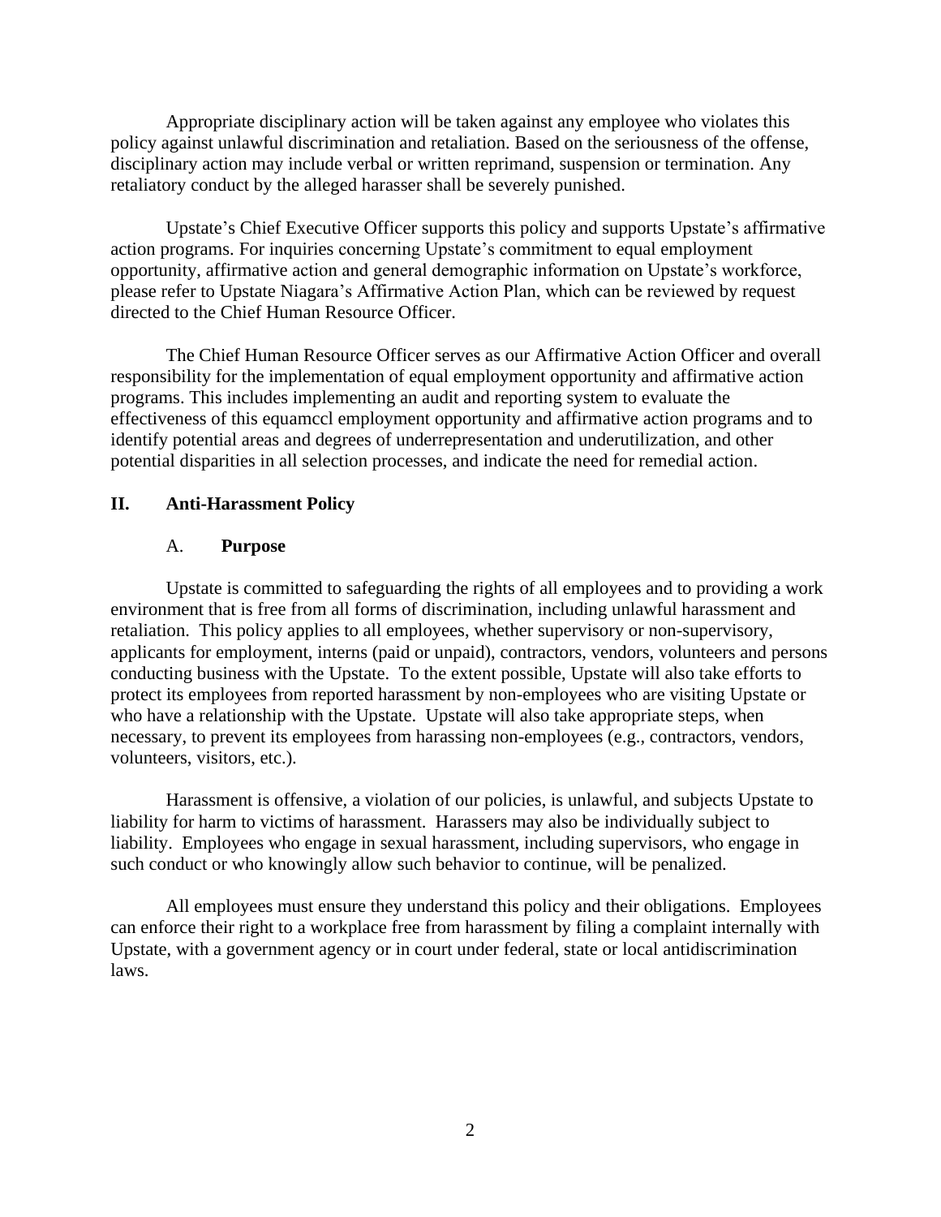Appropriate disciplinary action will be taken against any employee who violates this policy against unlawful discrimination and retaliation. Based on the seriousness of the offense, disciplinary action may include verbal or written reprimand, suspension or termination. Any retaliatory conduct by the alleged harasser shall be severely punished.

Upstate's Chief Executive Officer supports this policy and supports Upstate's affirmative action programs. For inquiries concerning Upstate's commitment to equal employment opportunity, affirmative action and general demographic information on Upstate's workforce, please refer to Upstate Niagara's Affirmative Action Plan, which can be reviewed by request directed to the Chief Human Resource Officer.

The Chief Human Resource Officer serves as our Affirmative Action Officer and overall responsibility for the implementation of equal employment opportunity and affirmative action programs. This includes implementing an audit and reporting system to evaluate the effectiveness of this equamccl employment opportunity and affirmative action programs and to identify potential areas and degrees of underrepresentation and underutilization, and other potential disparities in all selection processes, and indicate the need for remedial action.

## II. Anti-Harassment Policy

### A. Purpose

Upstate is committed to safeguarding the rights of all employees and to providing a work environment that is free from all forms of discrimination, including unlawful harassment and retaliation. This policy applies to all employees, whether supervisory or non-supervisory, applicants for employment, interns (paid or unpaid), contractors, vendors, volunteers and persons conducting business with the Upstate. To the extent possible, Upstate will also take efforts to protect its employees from reported harassment by non-employees who are visiting Upstate or who have a relationship with the Upstate. Upstate will also take appropriate steps, when necessary, to prevent its employees from harassing non-employees (e.g., contractors, vendors, volunteers, visitors, etc.).

Harassment is offensive, a violation of our policies, is unlawful, and subjects Upstate to liability for harm to victims of harassment. Harassers may also be individually subject to liability. Employees who engage in sexual harassment, including supervisors, who engage in such conduct or who knowingly allow such behavior to continue, will be penalized.

All employees must ensure they understand this policy and their obligations. Employees can enforce their right to a workplace free from harassment by filing a complaint internally with Upstate, with a government agency or in court under federal, state or local antidiscrimination laws.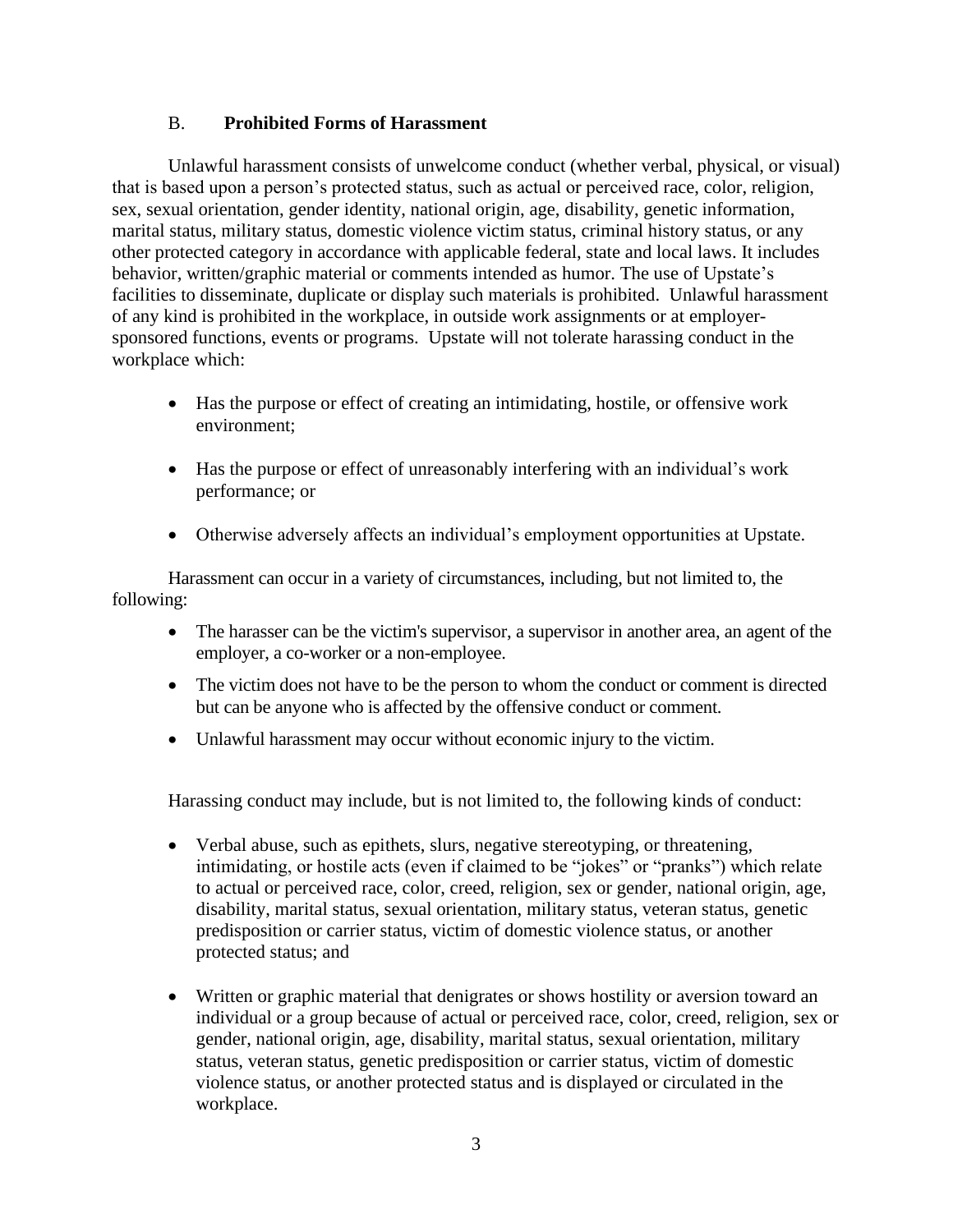### B. **Prohibited Forms of Harassment**

Unlawful harassment consists of unwelcome conduct (whether verbal, physical, or visual) that is based upon a person's protected status, such as actual or perceived race, color, religion, sex, sexual orientation, gender identity, national origin, age, disability, genetic information, marital status, military status, domestic violence victim status, criminal history status, or any other protected category in accordance with applicable federal, state and local laws. It includes behavior, written/graphic material or comments intended as humor. The use of Upstate's facilities to disseminate, duplicate or display such materials is prohibited. Unlawful harassment of any kind is prohibited in the workplace, in outside work assignments or at employer-sponsored functions, events or programs. Upstate will not tolerate harassing conduct in the workplace which:

- Has the purpose or effect of creating an intimidating, hostile, or offensive work environment;
- Has the purpose or effect of unreasonably interfering with an individual's work performance; or
- Otherwise adversely affects an individual's employment opportunities at Upstate.

Harassment can occur in a variety of circumstances, including, but not limited to, the following:

- The harasser can be the victim's supervisor, a supervisor in another area, an agent of the employer, a co-worker or a non-employee.
- The victim does not have to be the person to whom the conduct or comment is directed but can be anyone who is affected by the offensive conduct or comment.
- Unlawful harassment may occur without economic injury to the victim.

Harassing conduct may include, but is not limited to, the following kinds of conduct:

- Verbal abuse, such as epithets, slurs, negative stereotyping, or threatening, intimidating, or hostile acts (even if claimed to be "jokes" or "pranks") which relate to actual or perceived race, color, creed, religion, sex or gender, national origin, age, disability, marital status, sexual orientation, military status, veteran status, genetic predisposition or carrier status, victim of domestic violence status, or another protected status; and
- Written or graphic material that denigrates or shows hostility or aversion toward an individual or a group because of actual or perceived race, color, creed, religion, sex or gender, national origin, age, disability, marital status, sexual orientation, military status, veteran status, genetic predisposition or carrier status, victim of domestic violence status, or another protected status and is displayed or circulated in the workplace.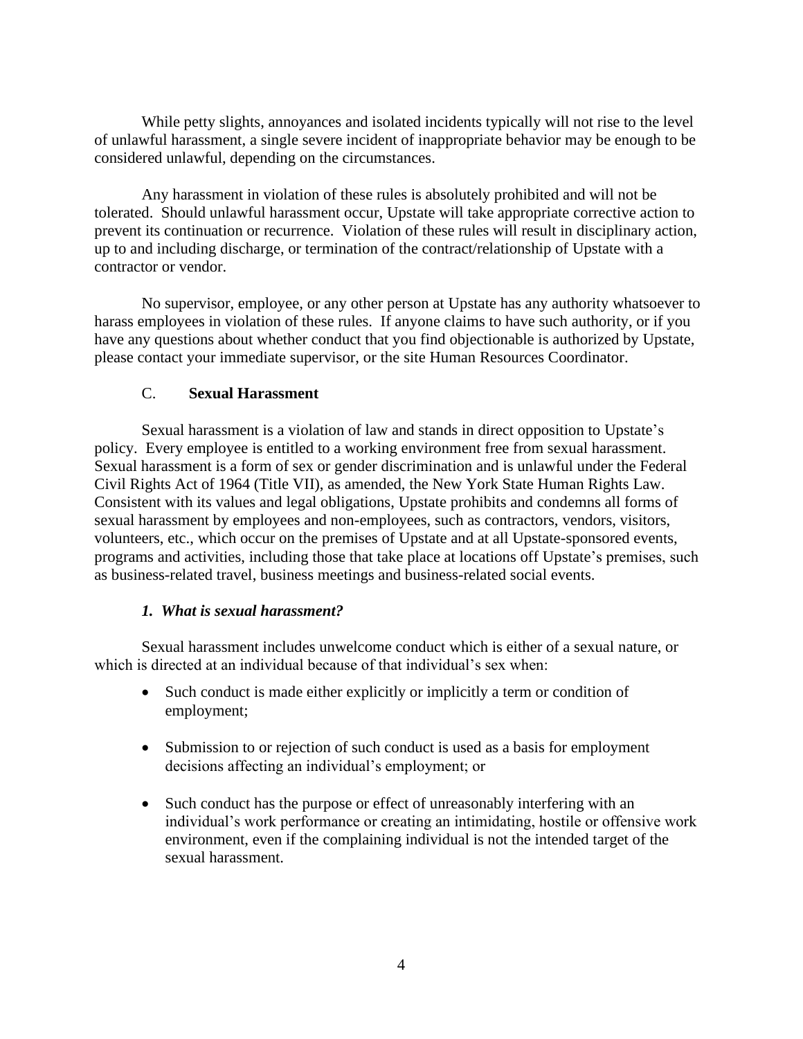While petty slights, annoyances and isolated incidents typically will not rise to the level of unlawful harassment, a single severe incident of inappropriate behavior may be enough to be considered unlawful, depending on the circumstances.

Any harassment in violation of these rules is absolutely prohibited and will not be tolerated. Should unlawful harassment occur, Upstate will take appropriate corrective action to prevent its continuation or recurrence. Violation of these rules will result in disciplinary action, up to and including discharge, or termination of the contract/relationship of Upstate with a contractor or vendor.

No supervisor, employee, or any other person at Upstate has any authority whatsoever to harass employees in violation of these rules. If anyone claims to have such authority, or if you have any questions about whether conduct that you find objectionable is authorized by Upstate, please contact your immediate supervisor, or the site Human Resources Coordinator.

### C. **Sexual Harassment**

Sexual harassment is a violation of law and stands in direct opposition to Upstate's policy. Every employee is entitled to a working environment free from sexual harassment. Sexual harassment is a form of sex or gender discrimination and is unlawful under the Federal Civil Rights Act of 1964 (Title VII), as amended, the New York State Human Rights Law. Consistent with its values and legal obligations, Upstate prohibits and condemns all forms of sexual harassment by employees and non-employees, such as contractors, vendors, visitors, volunteers, etc., which occur on the premises of Upstate and at all Upstate-sponsored events, programs and activities, including those that take place at locations off Upstate's premises, such as business-related travel, business meetings and business-related social events.

#### *1. What is sexual harassment?*

Sexual harassment includes unwelcome conduct which is either of a sexual nature, or which is directed at an individual because of that individual's sex when:

- Such conduct is made either explicitly or implicitly a term or condition of employment;
- Submission to or rejection of such conduct is used as a basis for employment decisions affecting an individual's employment; or
- Such conduct has the purpose or effect of unreasonably interfering with an individual's work performance or creating an intimidating, hostile or offensive work environment, even if the complaining individual is not the intended target of the sexual harassment.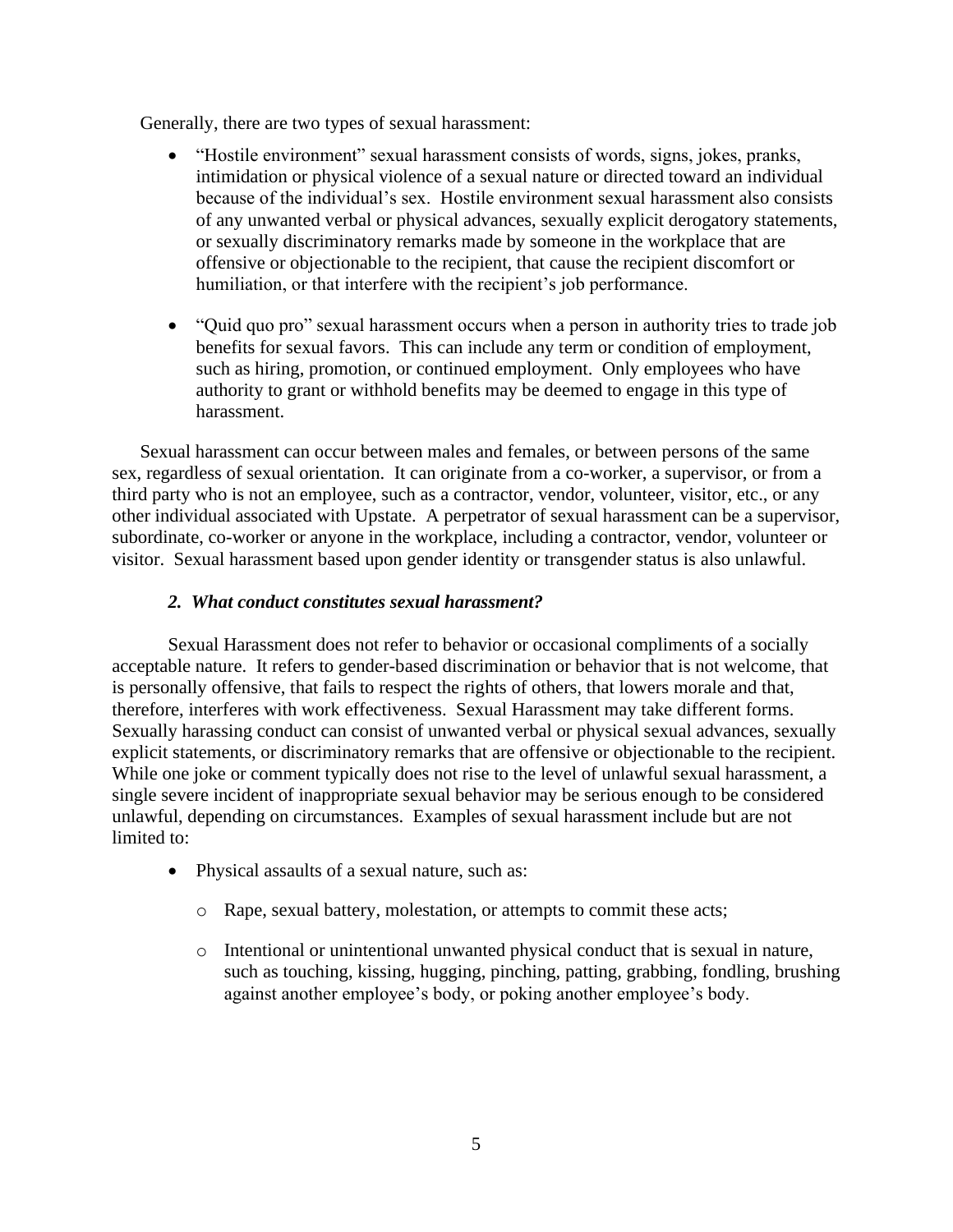Generally, there are two types of sexual harassment:

- "Hostile environment" sexual harassment consists of words, signs, jokes, pranks, intimidation or physical violence of a sexual nature or directed toward an individual because of the individual's sex. Hostile environment sexual harassment also consists of any unwanted verbal or physical advances, sexually explicit derogatory statements, or sexually discriminatory remarks made by someone in the workplace that are offensive or objectionable to the recipient, that cause the recipient discomfort or humiliation, or that interfere with the recipient's job performance.

- "Quid quo pro" sexual harassment occurs when a person in authority tries to trade job benefits for sexual favors. This can include any term or condition of employment, such as hiring, promotion, or continued employment. Only employees who have authority to grant or withhold benefits may be deemed to engage in this type of harassment.

Sexual harassment can occur between males and females, or between persons of the same sex, regardless of sexual orientation. It can originate from a co-worker, a supervisor, or from a third party who is not an employee, such as a contractor, vendor, volunteer, visitor, etc., or any other individual associated with Upstate. A perpetrator of sexual harassment can be a supervisor, subordinate, co-worker or anyone in the workplace, including a contractor, vendor, volunteer or visitor. Sexual harassment based upon gender identity or transgender status is also unlawful.

### *2. What conduct constitutes sexual harassment?*

Sexual Harassment does not refer to behavior or occasional compliments of a socially acceptable nature. It refers to gender-based discrimination or behavior that is not welcome, that is personally offensive, that fails to respect the rights of others, that lowers morale and that, therefore, interferes with work effectiveness. Sexual Harassment may take different forms. Sexually harassing conduct can consist of unwanted verbal or physical sexual advances, sexually explicit statements, or discriminatory remarks that are offensive or objectionable to the recipient. While one joke or comment typically does not rise to the level of unlawful sexual harassment, a single severe incident of inappropriate sexual behavior may be serious enough to be considered unlawful, depending on circumstances. Examples of sexual harassment include but are not limited to:

- Physical assaults of a sexual nature, such as:
  - Rape, sexual battery, molestation, or attempts to commit these acts;
  - Intentional or unintentional unwanted physical conduct that is sexual in nature, such as touching, kissing, hugging, pinching, patting, grabbing, fondling, brushing against another employee's body, or poking another employee's body.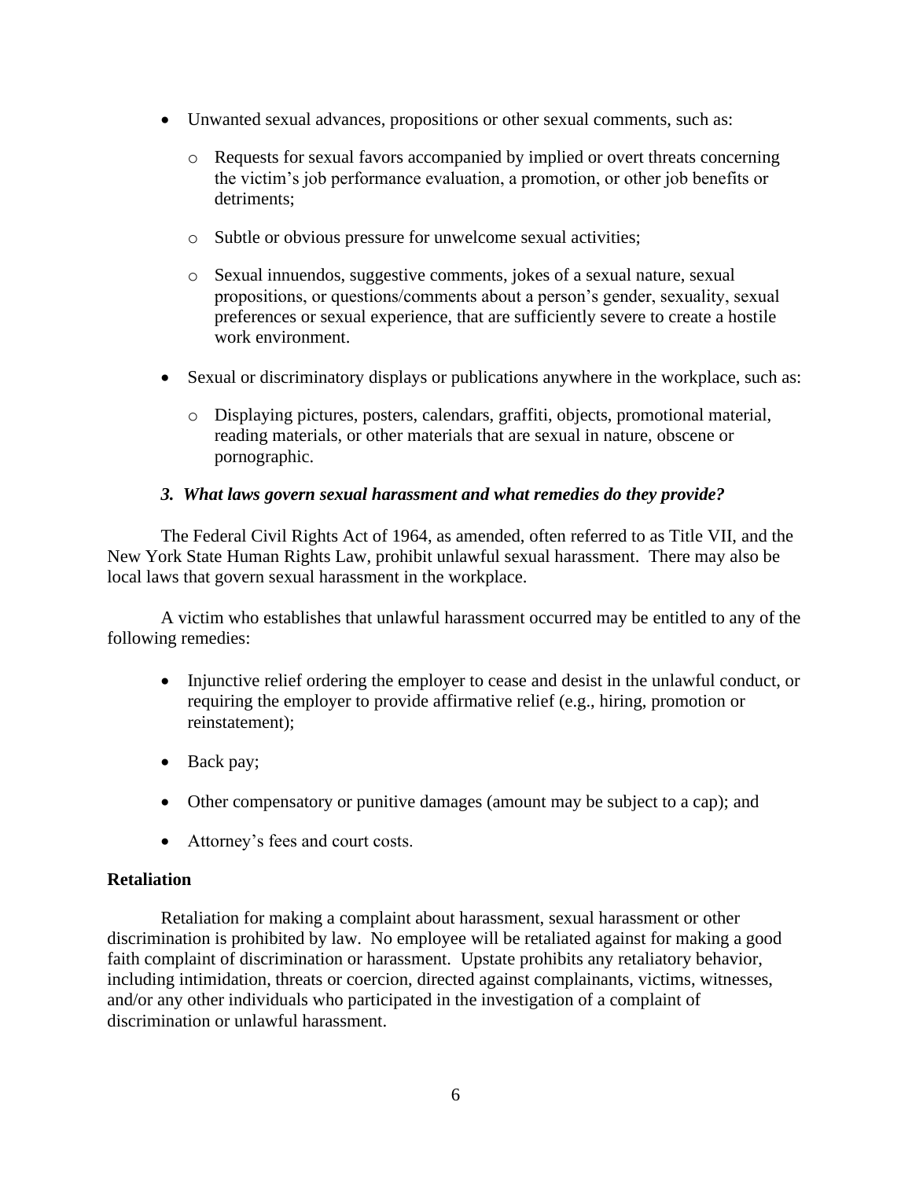- Unwanted sexual advances, propositions or other sexual comments, such as:
  - Requests for sexual favors accompanied by implied or overt threats concerning the victim's job performance evaluation, a promotion, or other job benefits or detriments;
  - Subtle or obvious pressure for unwelcome sexual activities;
  - Sexual innuendos, suggestive comments, jokes of a sexual nature, sexual propositions, or questions/comments about a person's gender, sexuality, sexual preferences or sexual experience, that are sufficiently severe to create a hostile work environment.
- Sexual or discriminatory displays or publications anywhere in the workplace, such as:
  - Displaying pictures, posters, calendars, graffiti, objects, promotional material, reading materials, or other materials that are sexual in nature, obscene or pornographic.

### ***3. What laws govern sexual harassment and what remedies do they provide?***

The Federal Civil Rights Act of 1964, as amended, often referred to as Title VII, and the New York State Human Rights Law, prohibit unlawful sexual harassment. There may also be local laws that govern sexual harassment in the workplace.

A victim who establishes that unlawful harassment occurred may be entitled to any of the following remedies:

- Injunctive relief ordering the employer to cease and desist in the unlawful conduct, or requiring the employer to provide affirmative relief (e.g., hiring, promotion or reinstatement);
- Back pay;
- Other compensatory or punitive damages (amount may be subject to a cap); and
- Attorney's fees and court costs.

## **Retaliation**

Retaliation for making a complaint about harassment, sexual harassment or other discrimination is prohibited by law. No employee will be retaliated against for making a good faith complaint of discrimination or harassment. Upstate prohibits any retaliatory behavior, including intimidation, threats or coercion, directed against complainants, victims, witnesses, and/or any other individuals who participated in the investigation of a complaint of discrimination or unlawful harassment.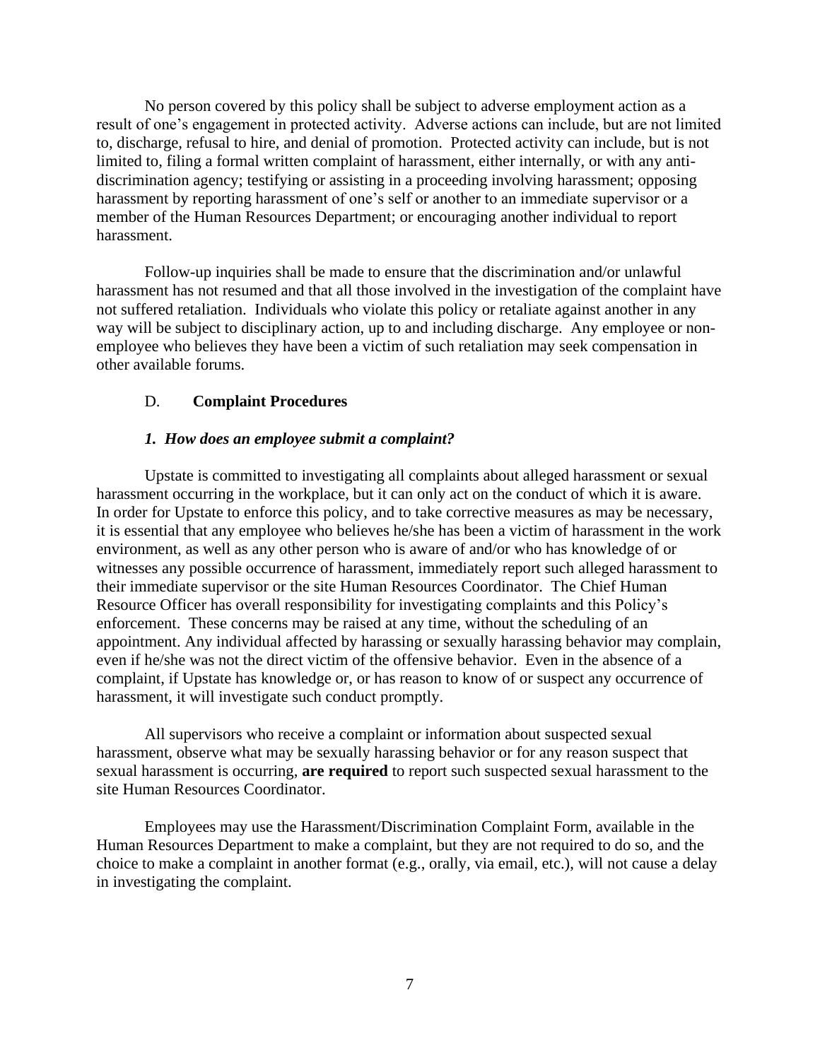No person covered by this policy shall be subject to adverse employment action as a result of one's engagement in protected activity. Adverse actions can include, but are not limited to, discharge, refusal to hire, and denial of promotion. Protected activity can include, but is not limited to, filing a formal written complaint of harassment, either internally, or with any anti-discrimination agency; testifying or assisting in a proceeding involving harassment; opposing harassment by reporting harassment of one's self or another to an immediate supervisor or a member of the Human Resources Department; or encouraging another individual to report harassment.

Follow-up inquiries shall be made to ensure that the discrimination and/or unlawful harassment has not resumed and that all those involved in the investigation of the complaint have not suffered retaliation. Individuals who violate this policy or retaliate against another in any way will be subject to disciplinary action, up to and including discharge. Any employee or non-employee who believes they have been a victim of such retaliation may seek compensation in other available forums.

### D. **Complaint Procedures**

#### ***1. How does an employee submit a complaint?***

Upstate is committed to investigating all complaints about alleged harassment or sexual harassment occurring in the workplace, but it can only act on the conduct of which it is aware. In order for Upstate to enforce this policy, and to take corrective measures as may be necessary, it is essential that any employee who believes he/she has been a victim of harassment in the work environment, as well as any other person who is aware of and/or who has knowledge of or witnesses any possible occurrence of harassment, immediately report such alleged harassment to their immediate supervisor or the site Human Resources Coordinator. The Chief Human Resource Officer has overall responsibility for investigating complaints and this Policy's enforcement. These concerns may be raised at any time, without the scheduling of an appointment. Any individual affected by harassing or sexually harassing behavior may complain, even if he/she was not the direct victim of the offensive behavior. Even in the absence of a complaint, if Upstate has knowledge or, or has reason to know of or suspect any occurrence of harassment, it will investigate such conduct promptly.

All supervisors who receive a complaint or information about suspected sexual harassment, observe what may be sexually harassing behavior or for any reason suspect that sexual harassment is occurring, **are required** to report such suspected sexual harassment to the site Human Resources Coordinator.

Employees may use the Harassment/Discrimination Complaint Form, available in the Human Resources Department to make a complaint, but they are not required to do so, and the choice to make a complaint in another format (e.g., orally, via email, etc.), will not cause a delay in investigating the complaint.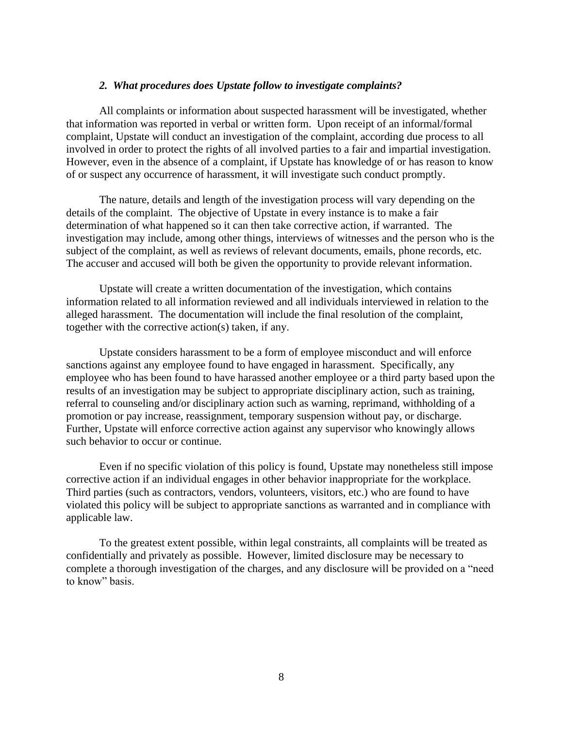### *2. What procedures does Upstate follow to investigate complaints?*

All complaints or information about suspected harassment will be investigated, whether that information was reported in verbal or written form. Upon receipt of an informal/formal complaint, Upstate will conduct an investigation of the complaint, according due process to all involved in order to protect the rights of all involved parties to a fair and impartial investigation. However, even in the absence of a complaint, if Upstate has knowledge of or has reason to know of or suspect any occurrence of harassment, it will investigate such conduct promptly.

The nature, details and length of the investigation process will vary depending on the details of the complaint. The objective of Upstate in every instance is to make a fair determination of what happened so it can then take corrective action, if warranted. The investigation may include, among other things, interviews of witnesses and the person who is the subject of the complaint, as well as reviews of relevant documents, emails, phone records, etc. The accuser and accused will both be given the opportunity to provide relevant information.

Upstate will create a written documentation of the investigation, which contains information related to all information reviewed and all individuals interviewed in relation to the alleged harassment. The documentation will include the final resolution of the complaint, together with the corrective action(s) taken, if any.

Upstate considers harassment to be a form of employee misconduct and will enforce sanctions against any employee found to have engaged in harassment. Specifically, any employee who has been found to have harassed another employee or a third party based upon the results of an investigation may be subject to appropriate disciplinary action, such as training, referral to counseling and/or disciplinary action such as warning, reprimand, withholding of a promotion or pay increase, reassignment, temporary suspension without pay, or discharge. Further, Upstate will enforce corrective action against any supervisor who knowingly allows such behavior to occur or continue.

Even if no specific violation of this policy is found, Upstate may nonetheless still impose corrective action if an individual engages in other behavior inappropriate for the workplace. Third parties (such as contractors, vendors, volunteers, visitors, etc.) who are found to have violated this policy will be subject to appropriate sanctions as warranted and in compliance with applicable law.

To the greatest extent possible, within legal constraints, all complaints will be treated as confidentially and privately as possible. However, limited disclosure may be necessary to complete a thorough investigation of the charges, and any disclosure will be provided on a "need to know" basis.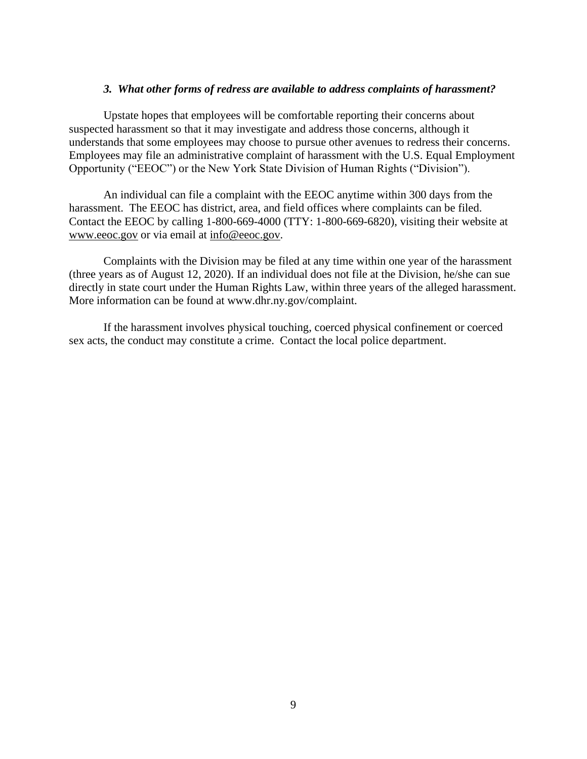### *3. What other forms of redress are available to address complaints of harassment?*

Upstate hopes that employees will be comfortable reporting their concerns about suspected harassment so that it may investigate and address those concerns, although it understands that some employees may choose to pursue other avenues to redress their concerns. Employees may file an administrative complaint of harassment with the U.S. Equal Employment Opportunity ("EEOC") or the New York State Division of Human Rights ("Division").

An individual can file a complaint with the EEOC anytime within 300 days from the harassment. The EEOC has district, area, and field offices where complaints can be filed. Contact the EEOC by calling 1-800-669-4000 (TTY: 1-800-669-6820), visiting their website at www.eeoc.gov or via email at info@eeoc.gov.

Complaints with the Division may be filed at any time within one year of the harassment (three years as of August 12, 2020). If an individual does not file at the Division, he/she can sue directly in state court under the Human Rights Law, within three years of the alleged harassment. More information can be found at www.dhr.ny.gov/complaint.

If the harassment involves physical touching, coerced physical confinement or coerced sex acts, the conduct may constitute a crime. Contact the local police department.